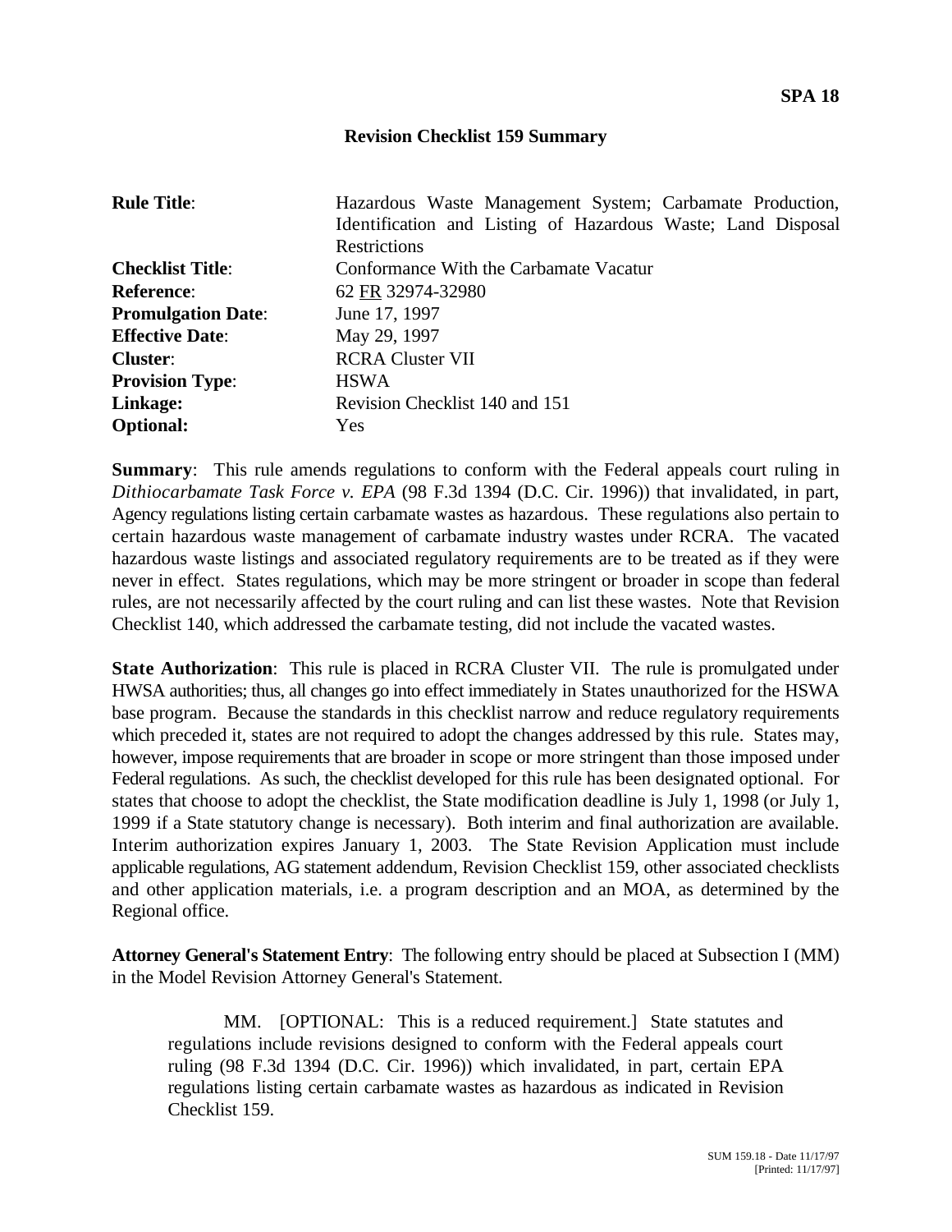**SPA 18**

### Revision Checklist 159 Summary

| | |
|---|---|
| **Rule Title**: | Hazardous Waste Management System; Carbamate Production, Identification and Listing of Hazardous Waste; Land Disposal Restrictions |
| **Checklist Title**: | Conformance With the Carbamate Vacatur |
| **Reference**: | 62 FR 32974-32980 |
| **Promulgation Date**: | June 17, 1997 |
| **Effective Date**: | May 29, 1997 |
| **Cluster**: | RCRA Cluster VII |
| **Provision Type**: | HSWA |
| **Linkage:** | Revision Checklist 140 and 151 |
| **Optional:** | Yes |

**Summary**: This rule amends regulations to conform with the Federal appeals court ruling in *Dithiocarbamate Task Force v. EPA* (98 F.3d 1394 (D.C. Cir. 1996)) that invalidated, in part, Agency regulations listing certain carbamate wastes as hazardous. These regulations also pertain to certain hazardous waste management of carbamate industry wastes under RCRA. The vacated hazardous waste listings and associated regulatory requirements are to be treated as if they were never in effect. States regulations, which may be more stringent or broader in scope than federal rules, are not necessarily affected by the court ruling and can list these wastes. Note that Revision Checklist 140, which addressed the carbamate testing, did not include the vacated wastes.

**State Authorization**: This rule is placed in RCRA Cluster VII. The rule is promulgated under HWSA authorities; thus, all changes go into effect immediately in States unauthorized for the HSWA base program. Because the standards in this checklist narrow and reduce regulatory requirements which preceded it, states are not required to adopt the changes addressed by this rule. States may, however, impose requirements that are broader in scope or more stringent than those imposed under Federal regulations. As such, the checklist developed for this rule has been designated optional. For states that choose to adopt the checklist, the State modification deadline is July 1, 1998 (or July 1, 1999 if a State statutory change is necessary). Both interim and final authorization are available. Interim authorization expires January 1, 2003. The State Revision Application must include applicable regulations, AG statement addendum, Revision Checklist 159, other associated checklists and other application materials, i.e. a program description and an MOA, as determined by the Regional office.

**Attorney General's Statement Entry**: The following entry should be placed at Subsection I (MM) in the Model Revision Attorney General's Statement.

> MM. [OPTIONAL: This is a reduced requirement.] State statutes and regulations include revisions designed to conform with the Federal appeals court ruling (98 F.3d 1394 (D.C. Cir. 1996)) which invalidated, in part, certain EPA regulations listing certain carbamate wastes as hazardous as indicated in Revision Checklist 159.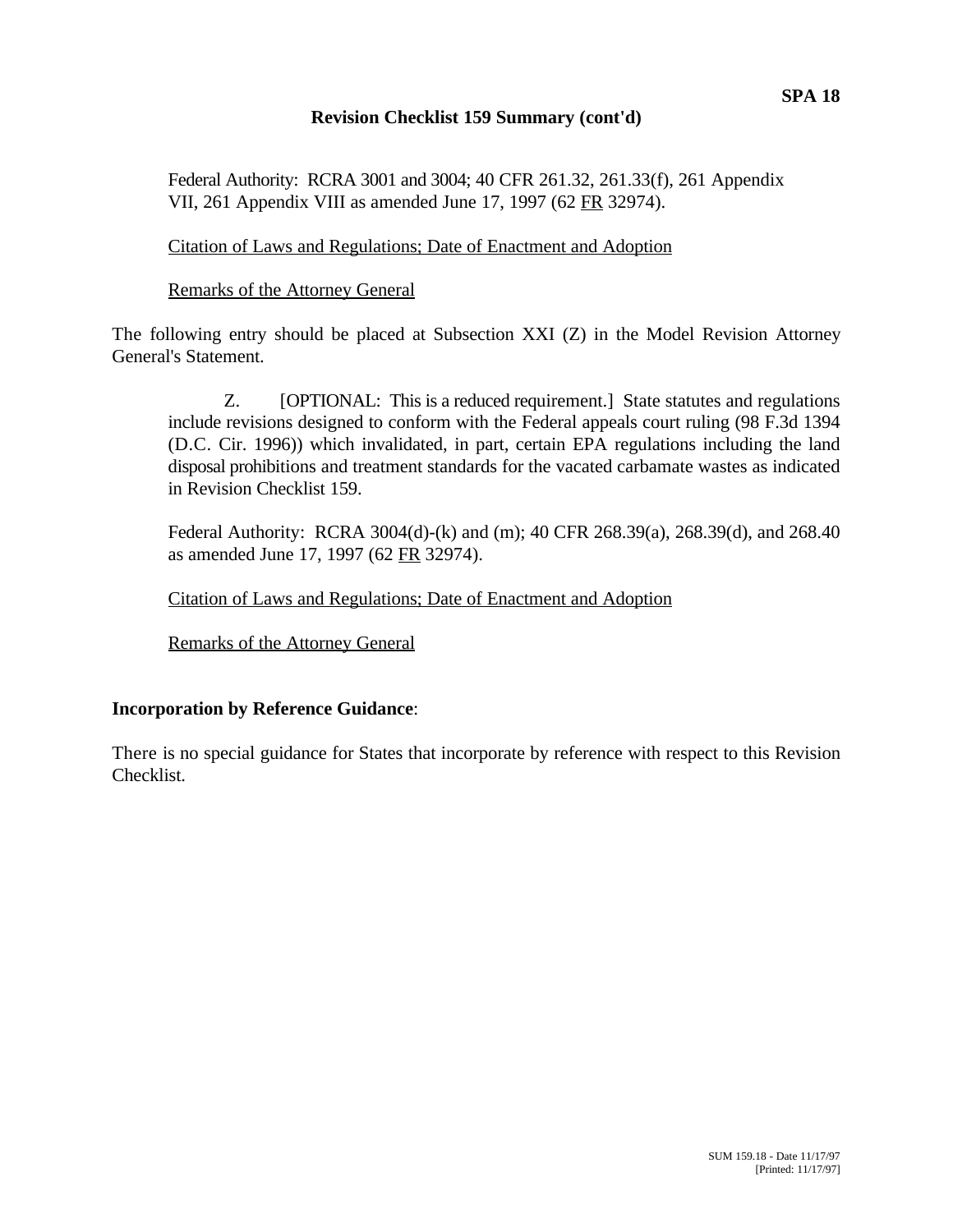**Revision Checklist 159 Summary (cont'd)**

Federal Authority: RCRA 3001 and 3004; 40 CFR 261.32, 261.33(f), 261 Appendix VII, 261 Appendix VIII as amended June 17, 1997 (62 FR 32974).

Citation of Laws and Regulations; Date of Enactment and Adoption

Remarks of the Attorney General

The following entry should be placed at Subsection XXI (Z) in the Model Revision Attorney General's Statement.

Z. [OPTIONAL: This is a reduced requirement.] State statutes and regulations include revisions designed to conform with the Federal appeals court ruling (98 F.3d 1394 (D.C. Cir. 1996)) which invalidated, in part, certain EPA regulations including the land disposal prohibitions and treatment standards for the vacated carbamate wastes as indicated in Revision Checklist 159.

Federal Authority: RCRA 3004(d)-(k) and (m); 40 CFR 268.39(a), 268.39(d), and 268.40 as amended June 17, 1997 (62 FR 32974).

Citation of Laws and Regulations; Date of Enactment and Adoption

Remarks of the Attorney General

**Incorporation by Reference Guidance**:

There is no special guidance for States that incorporate by reference with respect to this Revision Checklist.